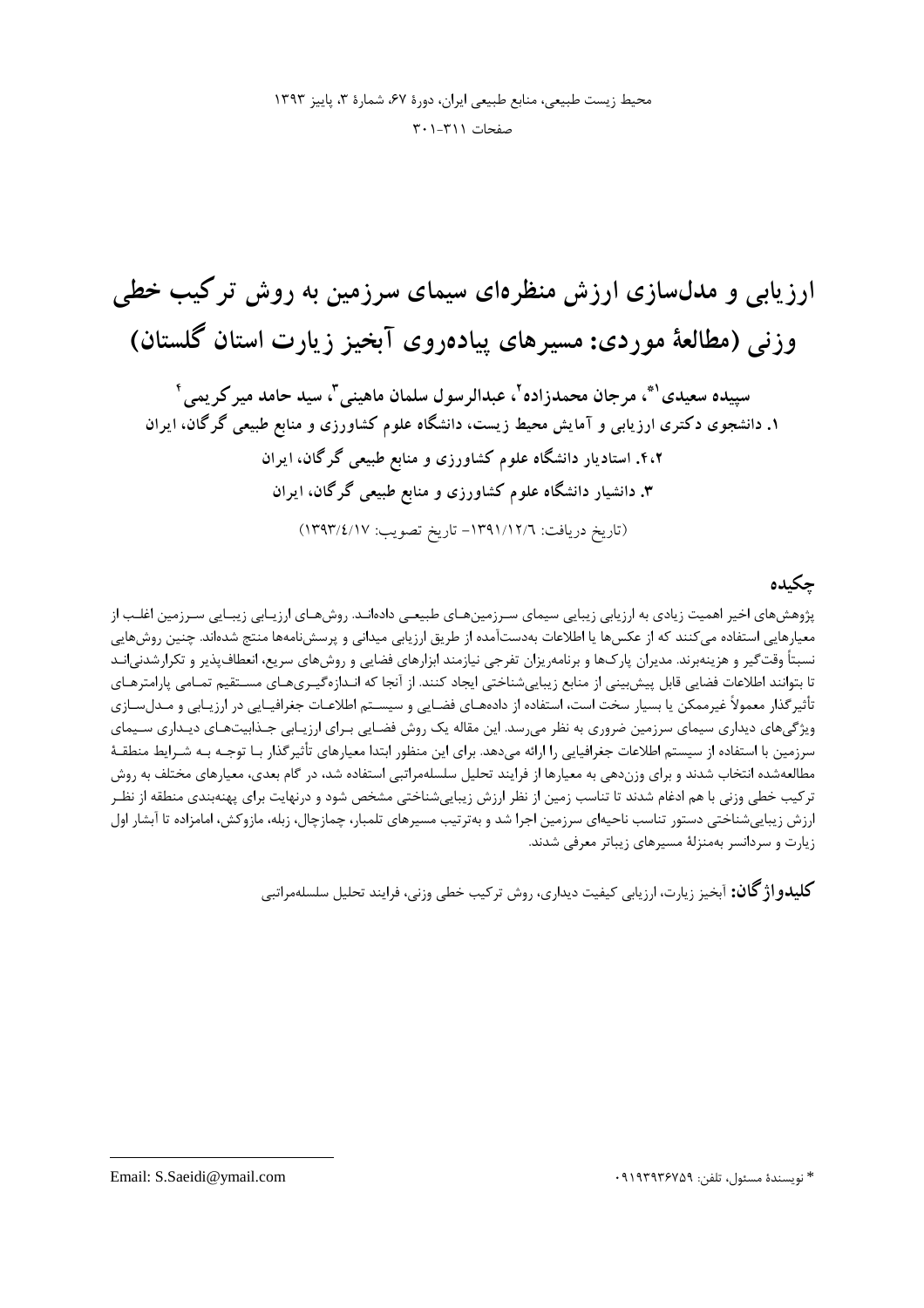# ارزیابی و مدل‌سازی ارزش منظره‌ای سیمای سرزمین به روش ترکیب خطی وزنی (مطالعهٔ موردی: مسیرهای پیاده‌روی آبخیز زیارت استان گلستان)

**سپیده سعیدی[1*]، مرجان محمدزاده[2]، عبدالرسول سلمان ماهینی[3]، سید حامد میرکریمی[4]**

**۱. دانشجوی دکتری ارزیابی و آمایش محیط زیست، دانشگاه علوم کشاورزی و منابع طبیعی گرگان، ایران**

**۲،۴. استادیار دانشگاه علوم کشاورزی و منابع طبیعی گرگان، ایران**

**۳. دانشیار دانشگاه علوم کشاورزی و منابع طبیعی گرگان، ایران**

(تاریخ دریافت: ۱۳۹۱/۱۲/۶- تاریخ تصویب: ۱۳۹۳/٤/۱۷)

## چکیده

پژوهش‌های اخیر اهمیت زیادی به ارزیابی زیبایی سیمای سرزمین‌های طبیعی داده‌اند. روش‌های ارزیابی زیبایی سرزمین اغلب از معیارهایی استفاده می‌کنند که از عکس‌ها یا اطلاعات به‌دست‌آمده از طریق ارزیابی میدانی و پرسش‌نامه‌ها منتج شده‌اند. چنین روش‌هایی نسبتاً وقت‌گیر و هزینه‌برند. مدیران پارک‌ها و برنامه‌ریزان تفرجی نیازمند ابزارهای فضایی و روش‌های سریع، انعطاف‌پذیر و تکرارشدنی‌اند تا بتوانند اطلاعات فضایی قابل پیش‌بینی از منابع زیبایی‌شناختی ایجاد کنند. از آنجا که اندازه‌گیری‌های مستقیم تمامی پارامترهای تأثیرگذار معمولاً غیرممکن یا بسیار سخت است، استفاده از داده‌های فضایی و سیستم اطلاعات جغرافیایی در ارزیابی و مدل‌سازی ویژگی‌های دیداری سیمای سرزمین ضروری به نظر می‌رسد. این مقاله یک روش فضایی برای ارزیابی جذابیت‌های دیداری سیمای سرزمین با استفاده از سیستم اطلاعات جغرافیایی را ارائه می‌دهد. برای این منظور ابتدا معیارهای تأثیرگذار با توجه به شرایط منطقهٔ مطالعه‌شده انتخاب شدند و برای وزن‌دهی به معیارها از فرایند تحلیل سلسله‌مراتبی استفاده شد، در گام بعدی، معیارهای مختلف به روش ترکیب خطی وزنی با هم ادغام شدند تا تناسب زمین از نظر ارزش زیبایی‌شناختی مشخص شود و درنهایت برای پهنه‌بندی منطقه از نظر ارزش زیبایی‌شناختی دستور تناسب ناحیه‌ای سرزمین اجرا شد و به‌ترتیب مسیرهای تلمبار، چمازچال، زبله، مازوکش، امامزاده تا آبشار اول زیارت و سردانسر به‌منزلهٔ مسیرهای زیباتر معرفی شدند.

**کلیدواژگان:** آبخیز زیارت، ارزیابی کیفیت دیداری، روش ترکیب خطی وزنی، فرایند تحلیل سلسله‌مراتبی

---

\* نویسندهٔ مسئول، تلفن: ۰۹۱۹۳۹۳۶۷۵۹ Email: S.Saeidi@ymail.com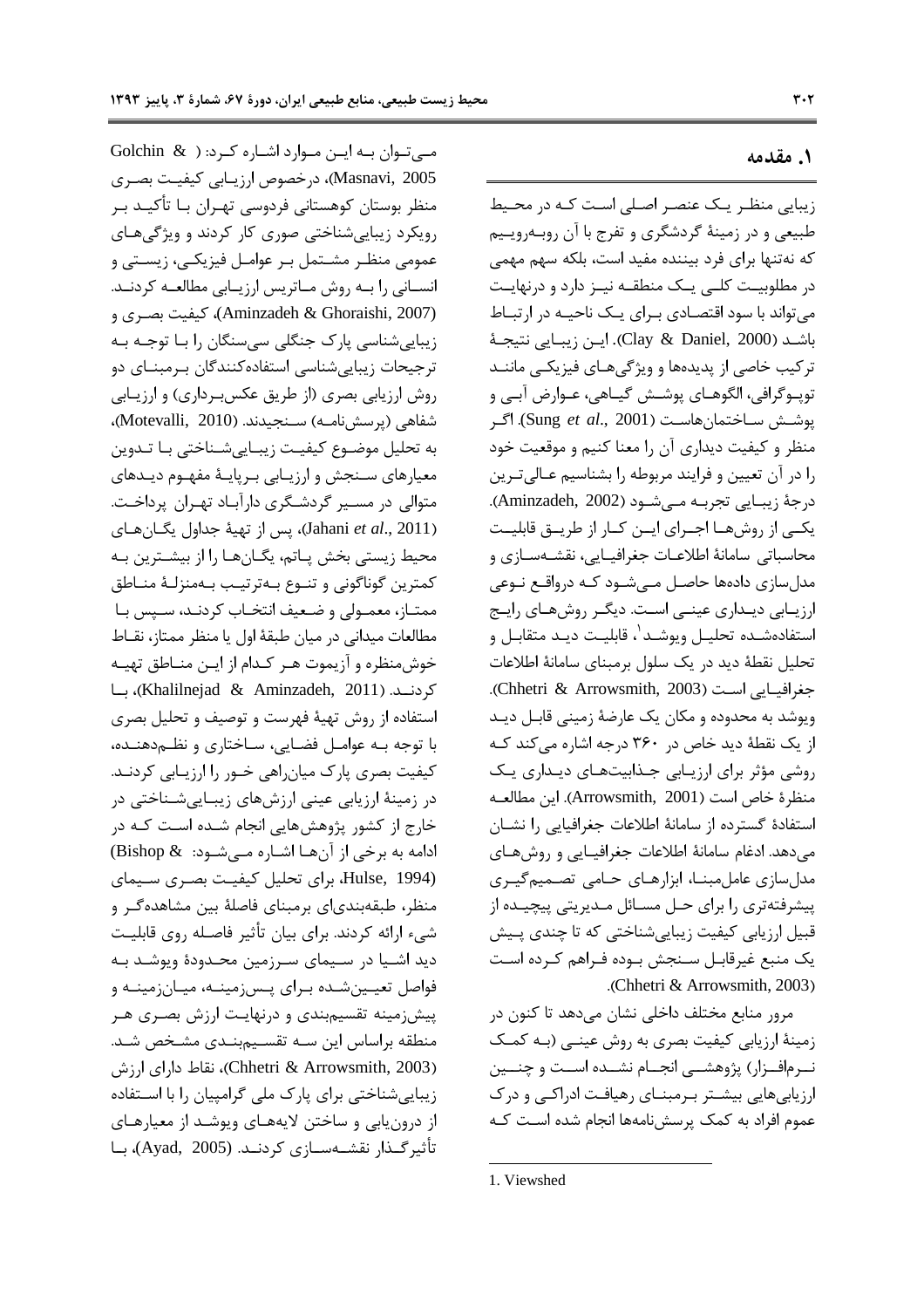## ۱. مقدمه

زیبایی منظر یک عنصر اصلی است که در محیط طبیعی و در زمینهٔ گردشگری و تفرج با آن روبه‌روییم که نه‌تنها برای فرد بیننده مفید است، بلکه سهم مهمی در مطلوبیت کلی یک منطقه نیز دارد و درنهایت می‌تواند با سود اقتصادی برای یک ناحیه در ارتباط باشد (Clay & Daniel, 2000). این زیبایی نتیجهٔ ترکیب خاصی از پدیده‌ها و ویژگی‌های فیزیکی مانند توپوگرافی، الگوهای پوشش گیاهی، عوارض آبی و پوشش ساختمان‌هاست (Sung *et al*., 2001). اگر منظر و کیفیت دیداری آن را معنا کنیم و موقعیت خود را در آن تعیین و فرایند مربوطه را بشناسیم عالی‌ترین درجهٔ زیبایی تجربه می‌شود (Aminzadeh, 2002). یکی از روش‌ها اجرای این کار از طریق قابلیت محاسباتی سامانهٔ اطلاعات جغرافیایی، نقشه‌سازی و مدل‌سازی داده‌ها حاصل می‌شود که درواقع نوعی ارزیابی دیداری عینی است. دیگر روش‌های رایج استفاده‌شده تحلیل ویوشد[1]، قابلیت دید متقابل و تحلیل نقطهٔ دید در یک سلول برمبنای سامانهٔ اطلاعات جغرافیایی است (Chhetri & Arrowsmith, 2003). ویوشد به محدوده و مکان یک عارضهٔ زمینی قابل دید از یک نقطهٔ دید خاص در ۳۶۰ درجه اشاره می‌کند که روشی مؤثر برای ارزیابی جذابیت‌های دیداری یک منظرهٔ خاص است (Arrowsmith, 2001). این مطالعه استفادهٔ گسترده از سامانهٔ اطلاعات جغرافیایی را نشان می‌دهد. ادغام سامانهٔ اطلاعات جغرافیایی و روش‌های مدل‌سازی عامل‌مبنا، ابزارهای حامی تصمیم‌گیری پیشرفته‌تری را برای حل مسائل مدیریتی پیچیده از قبیل ارزیابی کیفیت زیبایی‌شناختی که تا چندی پیش یک منبع غیرقابل سنجش بوده فراهم کرده است (Chhetri & Arrowsmith, 2003).

مرور منابع مختلف داخلی نشان می‌دهد تا کنون در زمینهٔ ارزیابی کیفیت بصری به روش عینی (به کمک نرم‌افزار) پژوهشی انجام نشده است و چنین ارزیابی‌هایی بیشتر برمبنای رهیافت ادراکی و درک عموم افراد به کمک پرسش‌نامه‌ها انجام شده است که می‌توان به این موارد اشاره کرد: (Golchin & Masnavi, 2005)، درخصوص ارزیابی کیفیت بصری منظر بوستان کوهستانی فردوسی تهران با تأکید بر رویکرد زیبایی‌شناختی صوری کار کردند و ویژگی‌های عمومی منظر مشتمل بر عوامل فیزیکی، زیستی و انسانی را به روش ماتریس ارزیابی مطالعه کردند. (Aminzadeh & Ghoraishi, 2007)، کیفیت بصری و زیبایی‌شناسی پارک جنگلی سی‌سنگان را با توجه به ترجیحات زیبایی‌شناسی استفاده‌کنندگان برمبنای دو روش ارزیابی بصری (از طریق عکس‌برداری) و ارزیابی شفاهی (پرسش‌نامه) سنجیدند. (Motevalli, 2010)، به تحلیل موضوع کیفیت زیبایی‌شناختی با تدوین معیارهای سنجش و ارزیابی برپایهٔ مفهوم دیدهای متوالی در مسیر گردشگری دارآباد تهران پرداخت. (Jahani *et al*., 2011)، پس از تهیهٔ جداول یگان‌های محیط زیستی بخش پاتم، یگان‌ها را از بیشترین به کمترین گوناگونی و تنوع به‌ترتیب به‌منزلهٔ مناطق ممتاز، معمولی و ضعیف انتخاب کردند، سپس با مطالعات میدانی در میان طبقهٔ اول یا منظر ممتاز، نقاط خوش‌منظره و آزیموت هر کدام از این مناطق تهیه کردند. (Khalilnejad & Aminzadeh, 2011)، با استفاده از روش تهیهٔ فهرست و توصیف و تحلیل بصری با توجه به عوامل فضایی، ساختاری و نظم‌دهنده، کیفیت بصری پارک میان‌راهی خور را ارزیابی کردند. در زمینهٔ ارزیابی عینی ارزش‌های زیبایی‌شناختی در خارج از کشور پژوهش‌هایی انجام شده است که در ادامه به برخی از آن‌ها اشاره می‌شود: (Bishop & Hulse, 1994)، برای تحلیل کیفیت بصری سیمای منظر، طبقه‌بندی‌ای برمبنای فاصلهٔ بین مشاهده‌گر و شیء ارائه کردند. برای بیان تأثیر فاصله روی قابلیت دید اشیا در سیمای سرزمین محدودهٔ ویوشد به فواصل تعیین‌شده برای پس‌زمینه، میان‌زمینه و پیش‌زمینه تقسیم‌بندی و درنهایت ارزش بصری هر منطقه براساس این سه تقسیم‌بندی مشخص شد. (Chhetri & Arrowsmith, 2003)، نقاط دارای ارزش زیبایی‌شناختی برای پارک ملی گرامپیان را با استفاده از درون‌یابی و ساختن لایه‌های ویوشد از معیارهای تأثیرگذار نقشه‌سازی کردند. (Ayad, 2005)، با

---

1. Viewshed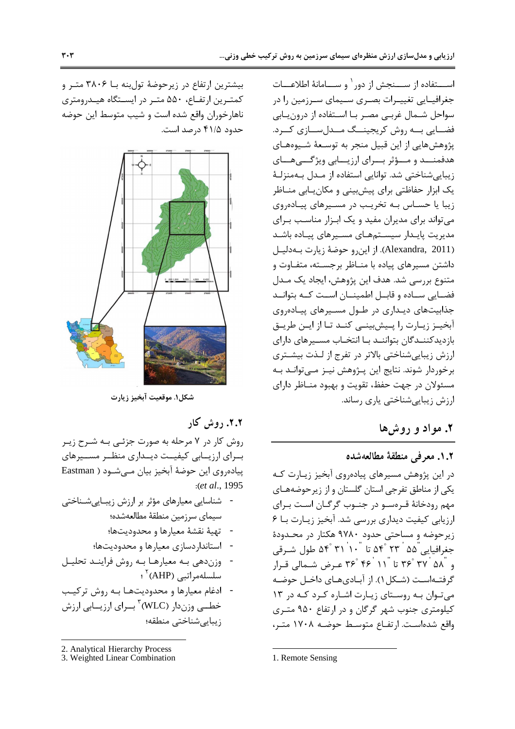اســـتفاده از ســـنجش از دور[1] و ســـامانۀ اطلاعـــات جغرافیـایی تغییـرات بصـری سـیمای سـرزمین را در سواحل شـمال غربـی مصـر بـا اسـتفاده از درون‌یـابی فضـایی بـه روش کریجینـگ مـدل‌سـازی کـرد. پژوهش‌هایی از این قبیل منجر به توسعۀ شـیوه‌های هدفمنـد و مـؤثر بـرای ارزیـابی ویژگـی‌هـای زیبایی‌شناختی شد. توانایی استفاده از مدل به‌منزلۀ یک ابزار حفاظتی برای پیش‌بینی و مکان‌یـابی منـاظر زیبا یا حساس به تخریب در مسـیرهای پیـاده‌روی می‌تواند برای مدیران مفید و یک ابـزار مناسـب بـرای مدیریت پایدار سیسـتم‌های مسـیرهای پیـاده باشـد (Alexandra, 2011). از این‌رو حوضۀ زیارت به‌دلیـل داشتن مسیرهای پیاده با منـاظر برجسـته، متفـاوت و متنوع بررسی شد. هدف این پژوهش، ایجاد یک مـدل فضـایی سـاده و قابـل اطمینـان اسـت کـه بتوانـد جذابیت‌های دیـداری در طـول مسـیرهای پیـاده‌روی آبخیـز زیـارت را پـیش‌بینـی کنـد تـا از ایـن طریـق بازدیدکننـدگان بتواننـد بـا انتخـاب مسـیرهای دارای ارزش زیبایی‌شناختی بالاتر در تفرج از لـذت بیشـتری برخوردار شوند. نتایج این پـژوهش نیـز مـی‌توانـد بـه مسئولان در جهت حفظ، تقویت و بهبود منـاظر دارای ارزش زیبایی‌شناختی یاری رساند.

## ۲. مواد و روش‌ها

### ۱.۲. معرفی منطقۀ مطالعه‌شده

در این پژوهش مسیرهای پیاده‌روی آبخیز زیـارت کـه یکی از مناطق تفرجی استان گلستان و از زیرحوضه‌هـای مهم رودخانۀ قـره‌سـو در جنـوب گرگـان اسـت بـرای ارزیابی کیفیت دیداری بررسی شد. آبخیز زیـارت بـا ۶ زیرحوضه و مساحتی حدود ۹۷۸۰ هکتار در محـدودۀ جغرافیایی "۵۵ '۲۳ °۵۴ تا "۱۰ '۳۱ °۵۴ طول شـرقی و "۵۸ '۳۷ °۳۶ تا "۱۱ '۴۶ °۳۶ عـرض شـمالی قـرار گرفتـه‌اسـت (شـکل۱). از آبـادی‌هـای داخـل حوضـه می‌تـوان بـه روسـتای زیـارت اشـاره کـرد کـه در ۱۳ کیلومتری جنوب شهر گرگان و در ارتفاع ۹۵۰ متـری واقع شده‌اسـت. ارتفـاع متوسـط حوضـه ۱۷۰۸ متـر، بیشترین ارتفاع در زیرحوضۀ تول‌بنه بـا ۳۸۰۶ متـر و کمتـرین ارتفـاع، ۵۵۰ متـر در ایسـتگاه هیـدرومتری ناهارخوران واقع شده است و شیب متوسط این حوضه حدود ۴۱/۵ درصد است.

شکل۱. موقعیت آبخیز زیارت

### ۲.۲. روش کار

روش کار در ۷ مرحله به صورت جزئـی بـه شـرح زیـر بـرای ارزیـابی کیفیـت دیـداری منظـر مسـیرهای پیاده‌روی این حوضۀ آبخیز بیان مـی‌شـود (Eastman *et al.*, 1995):

- شناسایی معیارهای مؤثر بر ارزش زیبـایی‌شـناختی سیمای سرزمین منطقۀ مطالعه‌شده؛
- تهیۀ نقشۀ معیارها و محدودیت‌ها؛
- استانداردسازی معیارها و محدودیت‌ها؛
- وزن‌دهی بـه معیارهـا بـه روش فراینـد تحلیـل سلسله‌مراتبی (AHP)[2]؛
- ادغام معیارها و محدودیت‌هـا بـه روش ترکیـب خطـی وزن‌دار (WLC)[3] بـرای ارزیـابی ارزش زیبایی‌شناختی منطقه؛

---

1. Remote Sensing

2. Analytical Hierarchy Process
3. Weighted Linear Combination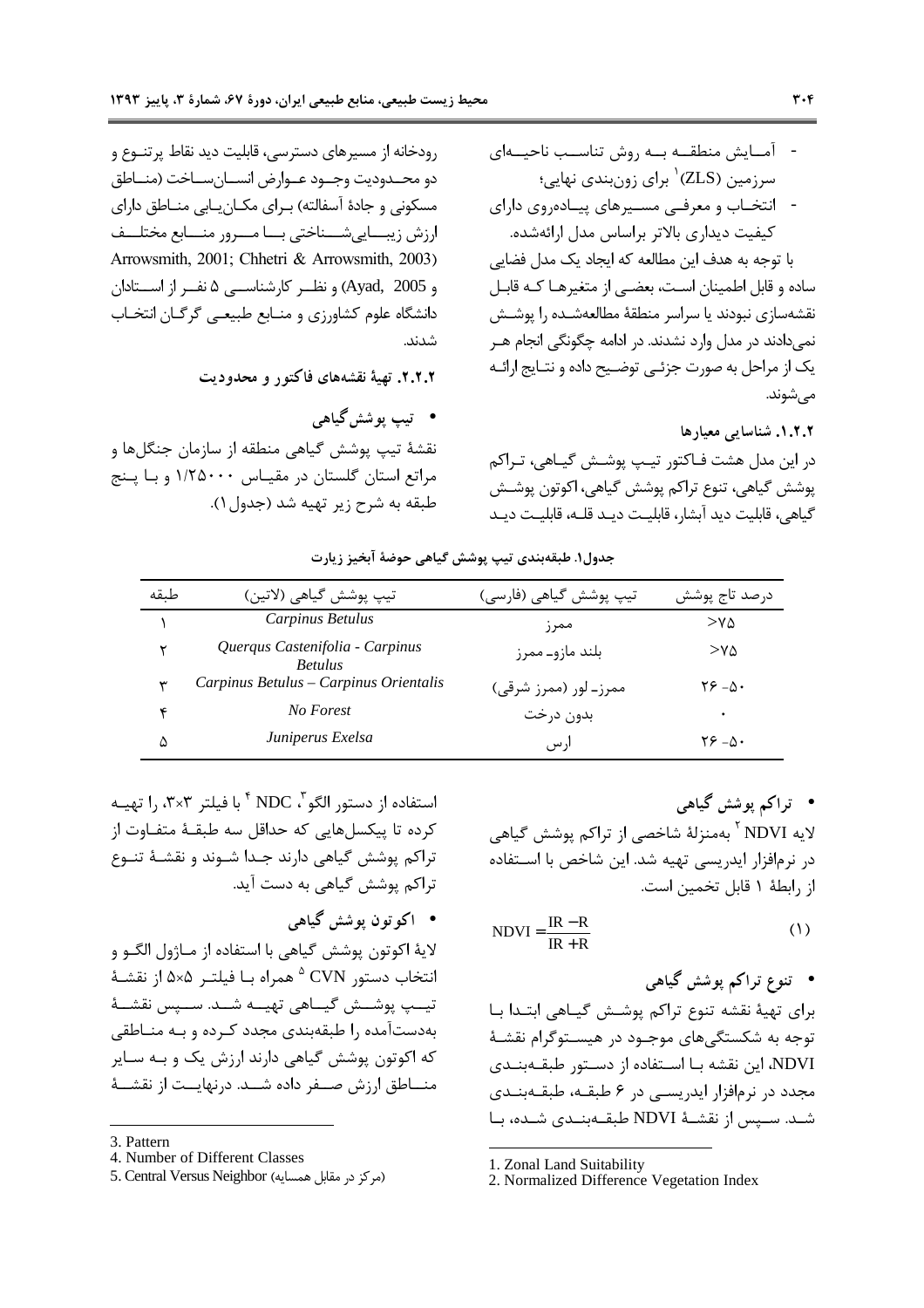- آمـایش منطقـه بـه روش تناسـب ناحیـه‌ای سرزمین (ZLS)[1] برای زون‌بندی نهایی؛
- انتخـاب و معرفـی مسـیرهای پیـاده‌روی دارای کیفیت دیداری بالاتر براساس مدل ارائه‌شده.

با توجه به هدف این مطالعه که ایجاد یک مدل فضایی ساده و قابل اطمینان است، بعضـی از متغیرهـا کـه قابـل نقشه‌سازی نبودند یا سراسر منطقهٔ مطالعه‌شـده را پوشـش نمی‌دادند در مدل وارد نشدند. در ادامه چگونگی انجام هـر یک از مراحل به صورت جزئی توضیـح داده و نتـایج ارائـه می‌شوند.

### ۲.۲.۱. شناسایی معیارها

در این مدل هشت فـاکتور تیـپ پوشـش گیـاهی، تـراکم پوشش گیاهی، تنوع تراکم پوشش گیاهی، اکوتون پوشـش گیاهی، قابلیت دید آبشار، قابلیـت دیـد قلـه، قابلیـت دیـد رودخانه از مسیرهای دسترسی، قابلیت دید نقاط پرتنـوع و دو محـدودیت وجـود عـوارض انسـان‌سـاخت (منـاطق مسکونی و جادهٔ آسفالته) بـرای مکـان‌یـابی منـاطق دارای ارزش زیبـایی‌شـناختی بـا مـرور منـابع مختلـف (Arrowsmith, 2001; Chhetri & Arrowsmith, 2003 و Ayad, 2005) و نظـر کارشناسـی ۵ نفـر از اسـتادان دانشگاه علوم کشاورزی و منـابع طبیعـی گرگـان انتخـاب شدند.

### ۲.۲.۲. تهیهٔ نقشه‌های فاکتور و محدودیت

- **تیپ پوشش گیاهی**

نقشهٔ تیپ پوشش گیاهی منطقه از سازمان جنگل‌ها و مراتع استان گلستان در مقیـاس ۱/۲۵۰۰۰ و بـا پـنج طبقه به شرح زیر تهیه شد (جدول ۱).

**جدول۱. طبقه‌بندی تیپ پوشش گیاهی حوضهٔ آبخیز زیارت**

| طبقه | تیپ پوشش گیاهی (لاتین) | تیپ پوشش گیاهی (فارسی) | درصد تاج پوشش |
|---|---|---|---|
| ۱ | *Carpinus Betulus* | ممرز | >۷۵ |
| ۲ | *Querqus Castenifolia - Carpinus Betulus* | بلند مازو- ممرز | >۷۵ |
| ۳ | *Carpinus Betulus – Carpinus Orientalis* | ممرز- لور (ممرز شرقی) | ۵۰-۲۶ |
| ۴ | *No Forest* | بدون درخت | ۰ |
| ۵ | *Juniperus Exelsa* | ارس | ۵۰-۲۶ |

- **تراکم پوشش گیاهی**

لایه NDVI[2] به‌منزلهٔ شاخصی از تراکم پوشش گیاهی در نرم‌افزار ایدریسی تهیه شد. این شاخص با اسـتفاده از رابطهٔ ۱ قابل تخمین است.

$$\mathrm{NDVI} = \frac{IR - R}{IR + R} \qquad (1)$$

- **تنوع تراکم پوشش گیاهی**

برای تهیهٔ نقشه تنوع تراکم پوشـش گیـاهی ابتـدا بـا توجه به شکستگی‌های موجـود در هیسـتوگرام نقشـهٔ NDVI، این نقشه بـا اسـتفاده از دسـتور طبقـه‌بنـدی مجدد در نرم‌افزار ایدریسـی در ۶ طبقـه، طبقـه‌بنـدی شـد. سـپس از نقشـهٔ NDVI طبقـه‌بنـدی شـده، بـا استفاده از دستور الگو[3]، NDC[4] با فیلتر ۳×۳، را تهیـه کرده تا پیکسل‌هایی که حداقل سه طبقـهٔ متفـاوت از تراکم پوشش گیاهی دارند جـدا شـوند و نقشـهٔ تنـوع تراکم پوشش گیاهی به دست آید.

- **اکوتون پوشش گیاهی**

لایهٔ اکوتون پوشش گیاهی با استفاده از مـاژول الگـو و انتخاب دستور CVN[5] همراه بـا فیلتـر ۵×۵ از نقشـهٔ تیـپ پوشـش گیـاهی تهیـه شـد. سـپس نقشـهٔ به‌دست‌آمده را طبقه‌بندی مجدد کـرده و بـه منـاطقی که اکوتون پوشش گیاهی دارند ارزش یک و بـه سـایر منـاطق ارزش صـفر داده شـد. درنهایـت از نقشـهٔ

---

1. Zonal Land Suitability
2. Normalized Difference Vegetation Index
3. Pattern
4. Number of Different Classes
5. Central Versus Neighbor (مرکز در مقابل همسایه)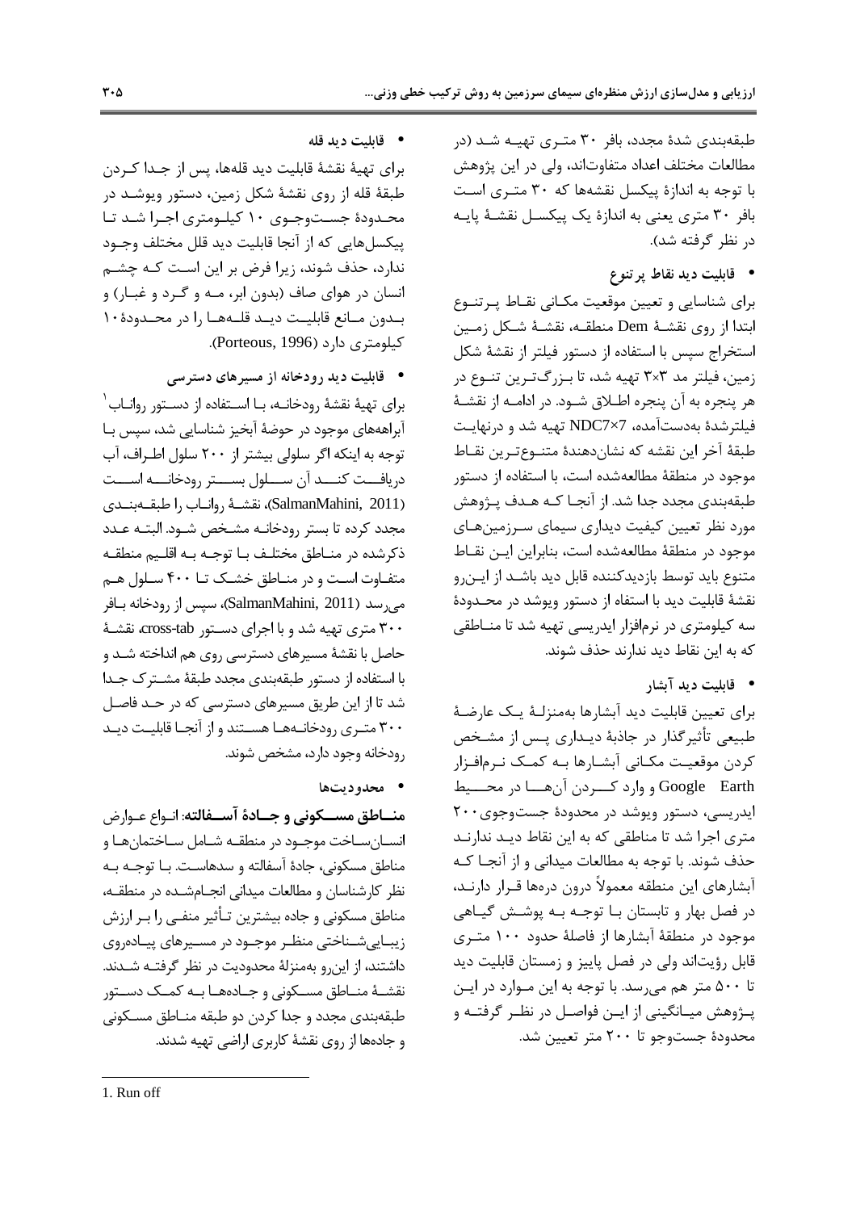طبقه‌بندی شدهٔ مجدد، بافر ۳۰ متری تهیه شد (در مطالعات مختلف اعداد متفاوت‌اند، ولی در این پژوهش با توجه به اندازهٔ پیکسل نقشه‌ها که ۳۰ متری است بافر ۳۰ متری یعنی به اندازهٔ یک پیکسل نقشهٔ پایه در نظر گرفته شد).

- **قابلیت دید نقاط پرتنوع**

برای شناسایی و تعیین موقعیت مکانی نقاط پرتنوع ابتدا از روی نقشهٔ Dem منطقه، نقشهٔ شکل زمین استخراج سپس با استفاده از دستور فیلتر از نقشهٔ شکل زمین، فیلتر مد ۳×۳ تهیه شد، تا بزرگ‌ترین تنوع در هر پنجره به آن پنجره اطلاق شود. در ادامه از نقشهٔ فیلترشدهٔ به‌دست‌آمده، NDC7×7 تهیه شد و درنهایت طبقهٔ آخر این نقشه که نشان‌دهندهٔ متنوع‌ترین نقاط موجود در منطقهٔ مطالعه‌شده است، با استفاده از دستور طبقه‌بندی مجدد جدا شد. از آنجا که هدف پژوهش مورد نظر تعیین کیفیت دیداری سیمای سرزمین‌های موجود در منطقهٔ مطالعه‌شده است، بنابراین این نقاط متنوع باید توسط بازدیدکننده قابل دید باشد از این‌رو نقشهٔ قابلیت دید با استفاه از دستور ویوشد در محدودهٔ سه کیلومتری در نرم‌افزار ایدریسی تهیه شد تا مناطقی که به این نقاط دید ندارند حذف شوند.

- **قابلیت دید آبشار**

برای تعیین قابلیت دید آبشارها به‌منزلهٔ یک عارضهٔ طبیعی تأثیرگذار در جاذبهٔ دیداری پس از مشخص کردن موقعیت مکانی آبشارها به کمک نرم‌افزار Google Earth و وارد کردن آن‌ها در محیط ایدریسی، دستور ویوشد در محدودهٔ جست‌وجوی ۲۰۰ متری اجرا شد تا مناطقی که به این نقاط دید ندارند حذف شوند. با توجه به مطالعات میدانی و از آنجا که آبشارهای این منطقه معمولاً درون دره‌ها قرار دارند، در فصل بهار و تابستان با توجه به پوشش گیاهی موجود در منطقهٔ آبشارها از فاصلهٔ حدود ۱۰۰ متری قابل رؤیت‌اند ولی در فصل پاییز و زمستان قابلیت دید تا ۵۰۰ متر هم می‌رسد. با توجه به این موارد در این پژوهش میانگینی از این فواصل در نظر گرفته و محدودهٔ جست‌وجو تا ۲۰۰ متر تعیین شد.

- **قابلیت دید قله**

برای تهیهٔ نقشهٔ قابلیت دید قله‌ها، پس از جدا کردن طبقهٔ قله از روی نقشهٔ شکل زمین، دستور ویوشد در محدودهٔ جست‌وجوی ۱۰ کیلومتری اجرا شد تا پیکسل‌هایی که از آنجا قابلیت دید قلل مختلف وجود ندارد، حذف شوند، زیرا فرض بر این است که چشم انسان در هوای صاف (بدون ابر، مه و گرد و غبار) و بدون مانع قابلیت دید قله‌ها را در محدودهٔ ۱۰ کیلومتری دارد (Porteous, 1996).

- **قابلیت دید رودخانه از مسیرهای دسترسی**

برای تهیهٔ نقشهٔ رودخانه، با استفاده از دستور رواناب[1] آبراهه‌های موجود در حوضهٔ آبخیز شناسایی شد، سپس با توجه به اینکه اگر سلولی بیشتر از ۲۰۰ سلول اطراف، آب دریافت کند آن سلول بستر رودخانه است (SalmanMahini, 2011)، نقشهٔ رواناب را طبقه‌بندی مجدد کرده تا بستر رودخانه مشخص شود. البته عدد ذکرشده در مناطق مختلف با توجه به اقلیم منطقه متفاوت است و در مناطق خشک تا ۴۰۰ سلول هم می‌رسد (SalmanMahini, 2011)، سپس از رودخانه بافر ۳۰۰ متری تهیه شد و با اجرای دستور cross-tab، نقشهٔ حاصل با نقشهٔ مسیرهای دسترسی روی هم انداخته شد و با استفاده از دستور طبقه‌بندی مجدد طبقهٔ مشترک جدا شد تا از این طریق مسیرهای دسترسی که در حد فاصل ۳۰۰ متری رودخانه‌ها هستند و از آنجا قابلیت دید رودخانه وجود دارد، مشخص شوند.

- **محدودیت‌ها**

**مناطق مسکونی و جادهٔ آسفالته**: انواع عوارض انسان‌ساخت موجود در منطقه شامل ساختمان‌ها و مناطق مسکونی، جادهٔ آسفالته و سدهاست. با توجه به نظر کارشناسان و مطالعات میدانی انجام‌شده در منطقه، مناطق مسکونی و جاده بیشترین تأثیر منفی را بر ارزش زیبایی‌شناختی منظر موجود در مسیرهای پیاده‌روی داشتند، از این‌رو به‌منزلهٔ محدودیت در نظر گرفته شدند. نقشهٔ مناطق مسکونی و جاده‌ها به کمک دستور طبقه‌بندی مجدد و جدا کردن دو طبقه مناطق مسکونی و جاده‌ها از روی نقشهٔ کاربری اراضی تهیه شدند.

---

1. Run off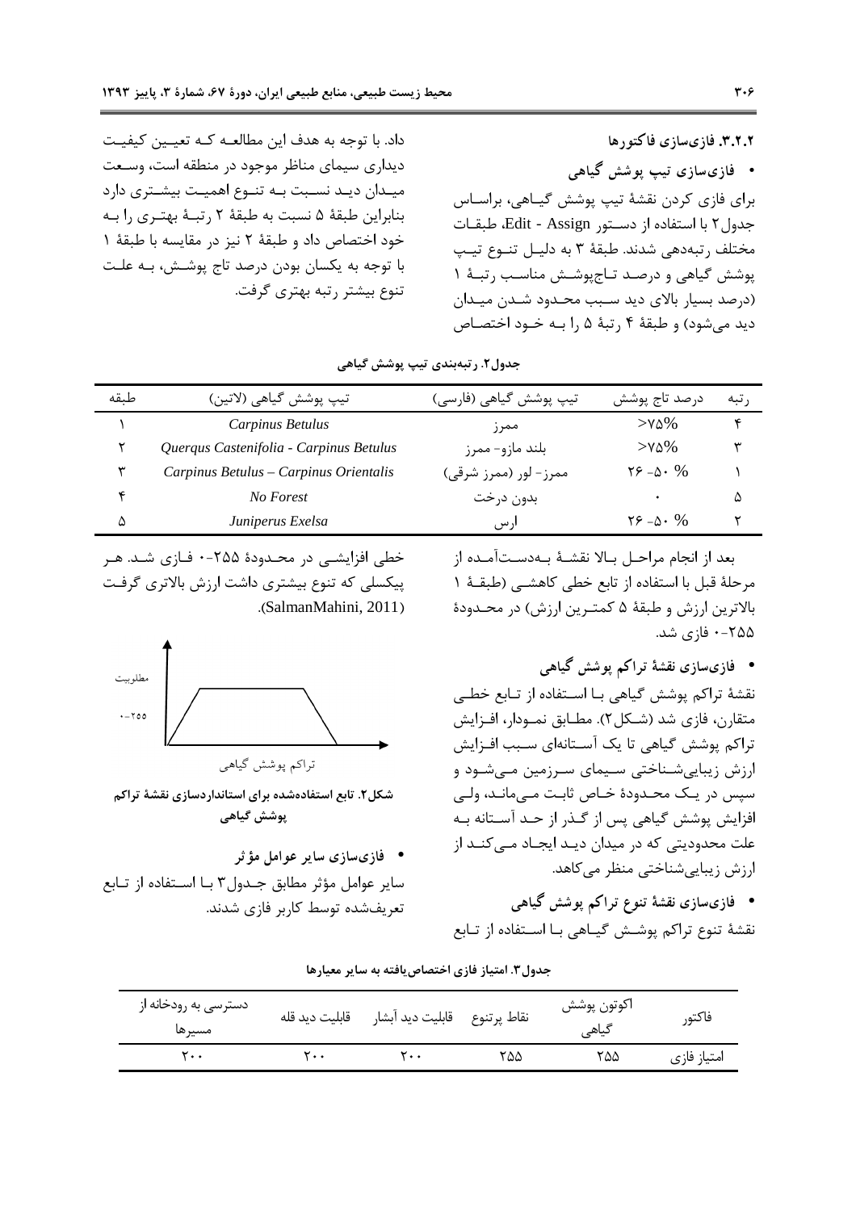### ۳.۲.۲. فازی‌سازی فاکتورها

- **فازی‌سازی تیپ پوشش گیاهی**

برای فازی کردن نقشهٔ تیپ پوشش گیاهی، براساس جدول۲ با استفاده از دستور Edit - Assign، طبقات مختلف رتبه‌دهی شدند. طبقهٔ ۳ به دلیل تنوع تیپ پوشش گیاهی و درصد تاج‌پوشش مناسب رتبهٔ ۱ (درصد بسیار بالای دید سبب محدود شدن میدان دید می‌شود) و طبقهٔ ۴ رتبهٔ ۵ را به خود اختصاص داد. با توجه به هدف این مطالعه که تعیین کیفیت دیداری سیمای مناظر موجود در منطقه است، وسعت میدان دید نسبت به تنوع اهمیت بیشتری دارد بنابراین طبقهٔ ۵ نسبت به طبقهٔ ۲ رتبهٔ بهتری را به خود اختصاص داد و طبقهٔ ۲ نیز در مقایسه با طبقهٔ ۱ با توجه به یکسان بودن درصد تاج پوشش، به علت تنوع بیشتر رتبه بهتری گرفت.

**جدول۲. رتبه‌بندی تیپ پوشش گیاهی**

| طبقه | تیپ پوشش گیاهی (لاتین) | تیپ پوشش گیاهی (فارسی) | درصد تاج پوشش | رتبه |
|---|---|---|---|---|
| ۱ | *Carpinus Betulus* | ممرز | >۷۵% | ۴ |
| ۲ | *Querqus Castenifolia - Carpinus Betulus* | بلند مازو- ممرز | >۷۵% | ۳ |
| ۳ | *Carpinus Betulus – Carpinus Orientalis* | ممرز- لور (ممرز شرقی) | ۲۶-۵۰ % | ۱ |
| ۴ | *No Forest* | بدون درخت | ۰ | ۵ |
| ۵ | *Juniperus Exelsa* | ارس | ۲۶-۵۰ % | ۲ |

بعد از انجام مراحل بالا نقشهٔ به‌دست‌آمده از مرحلهٔ قبل با استفاده از تابع خطی کاهشی (طبقهٔ ۱ بالاترین ارزش و طبقهٔ ۵ کمترین ارزش) در محدودهٔ ۲۵۵-۰ فازی شد.

- **فازی‌سازی نقشهٔ تراکم پوشش گیاهی**

نقشهٔ تراکم پوشش گیاهی با استفاده از تابع خطی متقارن، فازی شد (شکل۲). مطابق نمودار، افزایش تراکم پوشش گیاهی تا یک آستانه‌ای سبب افزایش ارزش زیبایی‌شناختی سیمای سرزمین می‌شود و سپس در یک محدودهٔ خاص ثابت می‌ماند، ولی افزایش پوشش گیاهی پس از گذر از حد آستانه به علت محدودیتی که در میدان دید ایجاد می‌کند از ارزش زیبایی‌شناختی منظر می‌کاهد.

- **فازی‌سازی نقشهٔ تنوع تراکم پوشش گیاهی**

نقشهٔ تنوع تراکم پوشش گیاهی با استفاده از تابع خطی افزایشی در محدودهٔ ۲۵۵-۰ فازی شد. هر پیکسلی که تنوع بیشتری داشت ارزش بالاتری گرفت (SalmanMahini, 2011).

**شکل۲. تابع استفاده‌شده برای استانداردسازی نقشهٔ تراکم پوشش گیاهی**

- **فازی‌سازی سایر عوامل مؤثر**

سایر عوامل مؤثر مطابق جدول۳ با استفاده از تابع تعریف‌شده توسط کاربر فازی شدند.

**جدول۳. امتیاز فازی اختصاص‌یافته به سایر معیارها**

| فاکتور | اکوتون پوشش گیاهی | نقاط پرتنوع | قابلیت دید آبشار | قابلیت دید قله | دسترسی به رودخانه از مسیرها |
|---|---|---|---|---|---|
| امتیاز فازی | ۲۵۵ | ۲۵۵ | ۲۰۰ | ۲۰۰ | ۲۰۰ |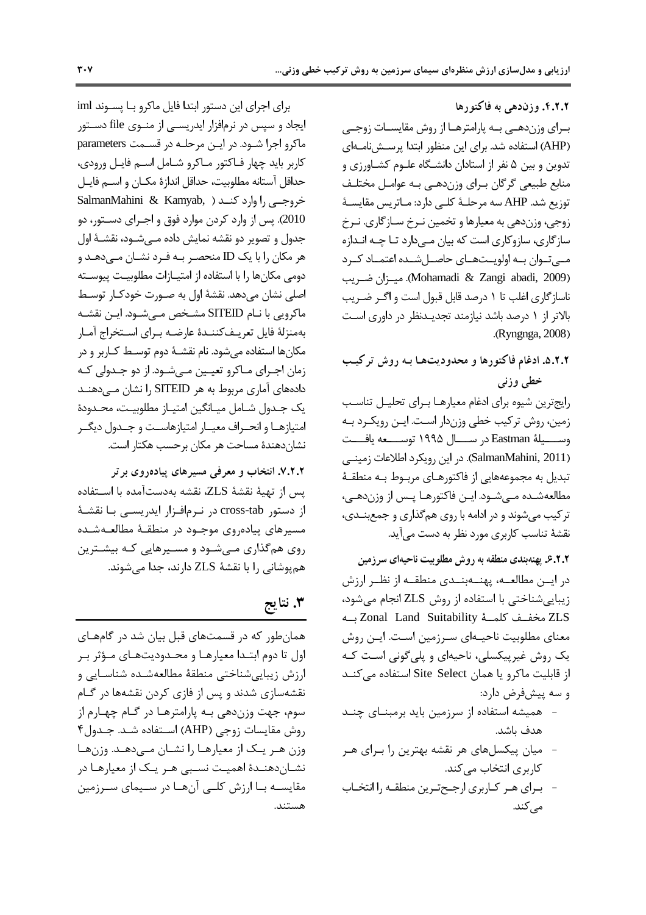### ۴.۲.۲. وزن‌دهی به فاکتورها

برای وزن‌دهی به پارامترها از روش مقایسات زوجی (AHP) استفاده شد. برای این منظور ابتدا پرسش‌نامه‌ای تدوین و بین ۵ نفر از استادان دانشگاه علوم کشاورزی و منابع طبیعی گرگان برای وزن‌دهی به عوامل مختلف توزیع شد. AHP سه مرحلهٔ کلی دارد: ماتریس مقایسهٔ زوجی، وزن‌دهی به معیارها و تخمین نرخ سازگاری. نرخ سازگاری، سازوکاری است که بیان می‌دارد تا چه اندازه می‌توان به اولویت‌های حاصل‌شده اعتماد کرد (Mohamadi & Zangi abadi, 2009). میزان ضریب ناسازگاری اغلب تا ۱ درصد قابل قبول است و اگر ضریب بالاتر از ۱ درصد باشد نیازمند تجدیدنظر در داوری است (Ryngnga, 2008).

### ۵.۲.۲. ادغام فاکتورها و محدودیت‌ها به روش ترکیب خطی وزنی

رایج‌ترین شیوه برای ادغام معیارها برای تحلیل تناسب زمین، روش ترکیب خطی وزن‌دار است. این رویکرد به وسیلهٔ Eastman در سال ۱۹۹۵ توسعه یافت (SalmanMahini, 2011). در این رویکرد اطلاعات زمینی تبدیل به مجموعه‌هایی از فاکتورهای مربوط به منطقهٔ مطالعه‌شده می‌شود. این فاکتورها پس از وزن‌دهی، ترکیب می‌شوند و در ادامه با روی هم‌گذاری و جمع‌بندی، نقشهٔ تناسب کاربری مورد نظر به دست می‌آید.

### ۶.۲.۲. پهنه‌بندی منطقه به روش مطلوبیت ناحیه‌ای سرزمین

در این مطالعه، پهنه‌بندی منطقه از نظر ارزش زیبایی‌شناختی با استفاده از روش ZLS انجام می‌شود، ZLS مخفف کلمهٔ Zonal Land Suitability به معنای مطلوبیت ناحیه‌ای سرزمین است. این روش یک روش غیرپیکسلی، ناحیه‌ای و پلی‌گونی است که از قابلیت ماکرو یا همان Site Select استفاده می‌کند و سه پیش‌فرض دارد:

- همیشه استفاده از سرزمین باید برمبنای چند هدف باشد.
- میان پیکسل‌های هر نقشه بهترین را برای هر کاربری انتخاب می‌کند.
- برای هر کاربری ارجح‌ترین منطقه را انتخاب می‌کند.

برای اجرای این دستور ابتدا فایل ماکرو با پسوند iml ایجاد و سپس در نرم‌افزار ایدریسی از منوی file دستور ماکرو اجرا شود. در این مرحله در قسمت parameters کاربر باید چهار فاکتور ماکرو شامل اسم فایل ورودی، حداقل آستانه مطلوبیت، حداقل اندازهٔ مکان و اسم فایل خروجی را وارد کند (SalmanMahini & Kamyab, 2010). پس از وارد کردن موارد فوق و اجرای دستور، دو جدول و تصویر دو نقشه نمایش داده می‌شود، نقشهٔ اول هر مکان را با یک ID منحصر به فرد نشان می‌دهد و دومی مکان‌ها را با استفاده از امتیازات مطلوبیت پیوسته اصلی نشان می‌دهد. نقشهٔ اول به صورت خودکار توسط ماکرویی با نام SITEID مشخص می‌شود. این نقشه به‌منزلهٔ فایل تعریف‌کنندهٔ عارضه برای استخراج آمار مکان‌ها استفاده می‌شود. نام نقشهٔ دوم توسط کاربر و در زمان اجرای ماکرو تعیین می‌شود. از دو جدولی که داده‌های آماری مربوط به هر SITEID را نشان می‌دهند یک جدول شامل میانگین امتیاز مطلوبیت، محدودهٔ امتیازها و انحراف معیار امتیازهاست و جدول دیگر نشان‌دهندهٔ مساحت هر مکان برحسب هکتار است.

### ۷.۲.۲. انتخاب و معرفی مسیرهای پیاده‌روی برتر

پس از تهیهٔ نقشهٔ ZLS، نقشه به‌دست‌آمده با استفاده از دستور cross-tab در نرم‌افزار ایدریسی با نقشهٔ مسیرهای پیاده‌روی موجود در منطقهٔ مطالعه‌شده روی هم‌گذاری می‌شود و مسیرهایی که بیشترین هم‌پوشانی را با نقشهٔ ZLS دارند، جدا می‌شوند.

## ۳. نتایج

همان‌طور که در قسمت‌های قبل بیان شد در گام‌های اول تا دوم ابتدا معیارها و محدودیت‌های مؤثر بر ارزش زیبایی‌شناختی منطقهٔ مطالعه‌شده شناسایی و نقشه‌سازی شدند و پس از فازی کردن نقشه‌ها در گام سوم، جهت وزن‌دهی به پارامترها در گام چهارم از روش مقایسات زوجی (AHP) استفاده شد. جدول۴ وزن هر یک از معیارها را نشان می‌دهد. وزن‌ها نشان‌دهندهٔ اهمیت نسبی هر یک از معیارها در مقایسه با ارزش کلی آن‌ها در سیمای سرزمین هستند.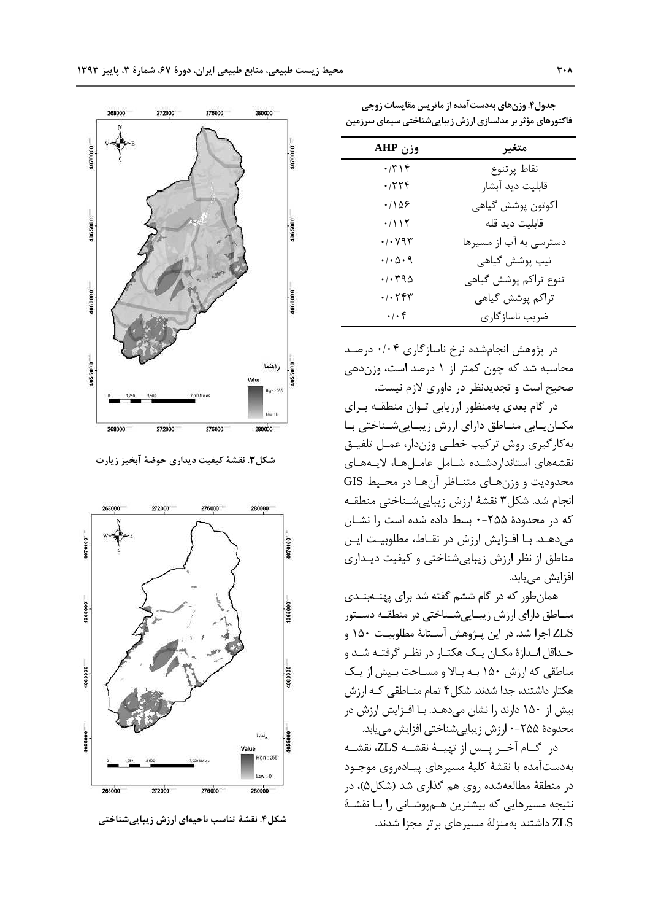جدول۴. وزن‌های به‌دست‌آمده از ماتریس مقایسات زوجی فاکتورهای مؤثر بر مدلسازی ارزش زیبایی‌شناختی سیمای سرزمین

| متغیر | وزن AHP |
|---|---|
| نقاط پرتنوع | ۰/۳۱۴ |
| قابلیت دید آبشار | ۰/۲۲۴ |
| اکوتون پوشش گیاهی | ۰/۱۵۶ |
| قابلیت دید قله | ۰/۱۱۲ |
| دسترسی به آب از مسیرها | ۰/۰۷۹۳ |
| تیپ پوشش گیاهی | ۰/۰۵۰۹ |
| تنوع تراکم پوشش گیاهی | ۰/۰۳۹۵ |
| تراکم پوشش گیاهی | ۰/۰۲۴۳ |
| ضریب ناسازگاری | ۰/۰۴ |

در پژوهش انجام‌شده نرخ ناسازگاری ۰/۰۴ درصد محاسبه شد که چون کمتر از ۱ درصد است، وزن‌دهی صحیح است و تجدیدنظر در داوری لازم نیست.

در گام بعدی به‌منظور ارزیابی توان منطقه برای مکان‌یابی مناطق دارای ارزش زیبایی‌شناختی با به‌کارگیری روش ترکیب خطی وزن‌دار، عمل تلفیق نقشه‌های استانداردشده شامل عامل‌ها، لایه‌های محدودیت و وزن‌های متناظر آن‌ها در محیط GIS انجام شد. شکل۳ نقشهٔ ارزش زیبایی‌شناختی منطقه که در محدودهٔ ۲۵۵-۰ بسط داده شده است را نشان می‌دهد. با افزایش ارزش در نقاط، مطلوبیت این مناطق از نظر ارزش زیبایی‌شناختی و کیفیت دیداری افزایش می‌یابد.

همان‌طور که در گام ششم گفته شد برای پهنه‌بندی مناطق دارای ارزش زیبایی‌شناختی در منطقه دستور ZLS اجرا شد. در این پژوهش آستانهٔ مطلوبیت ۱۵۰ و حداقل اندازهٔ مکان یک هکتار در نظر گرفته شد و مناطقی که ارزش ۱۵۰ به بالا و مساحت بیش از یک هکتار داشتند، جدا شدند. شکل۴ تمام مناطقی که ارزش بیش از ۱۵۰ دارند را نشان می‌دهد. با افزایش ارزش در محدودهٔ ۲۵۵-۰ ارزش زیبایی‌شناختی افزایش می‌یابد.

در گام آخر پس از تهیهٔ نقشهٔ ZLS، نقشهٔ به‌دست‌آمده با نقشهٔ کلیهٔ مسیرهای پیاده‌روی موجود در منطقهٔ مطالعه‌شده روی هم گذاری شد (شکل۵)، در نتیجه مسیرهایی که بیشترین هم‌پوشانی را با نقشهٔ ZLS داشتند به‌منزلهٔ مسیرهای برتر مجزا شدند.

شکل۳. نقشهٔ کیفیت دیداری حوضهٔ آبخیز زیارت

شکل۴. نقشهٔ تناسب ناحیه‌ای ارزش زیبایی‌شناختی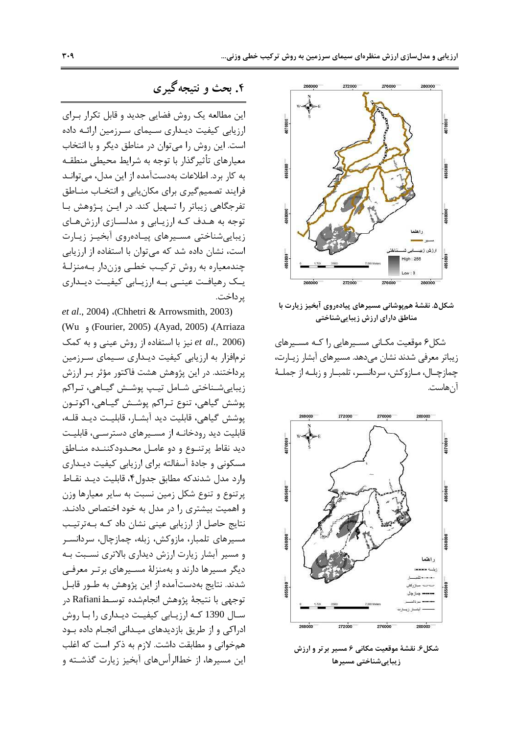شکل۵. نقشهٔ هم‌پوشانی مسیرهای پیاده‌روی آبخیز زیارت با مناطق دارای ارزش زیبایی‌شناختی

شکل۶ موقعیت مکانی مسیرهایی را که مسیرهای زیباتر معرفی شدند نشان می‌دهد. مسیرهای آبشار زیارت، چمازچال، مازوکش، سردانسر، تلمبار و زبله از جملهٔ آن‌هاست.

شکل۶. نقشهٔ موقعیت مکانی ۶ مسیر برتر و ارزش زیبایی‌شناختی مسیرها

## ۴. بحث و نتیجه‌گیری

این مطالعه یک روش فضایی جدید و قابل تکرار برای ارزیابی کیفیت دیداری سیمای سرزمین ارائه داده است. این روش را می‌توان در مناطق دیگر و با انتخاب معیارهای تأثیرگذار با توجه به شرایط محیطی منطقه به کار برد. اطلاعات به‌دست‌آمده از این مدل، می‌تواند فرایند تصمیم‌گیری برای مکان‌یابی و انتخاب مناطق تفرجگاهی زیباتر را تسهیل کند. در این پژوهش با توجه به هدف که ارزیابی و مدلسازی ارزش‌های زیبایی‌شناختی مسیرهای پیاده‌روی آبخیز زیارت است، نشان داده شد که می‌توان با استفاده از ارزیابی چندمعیاره به روش ترکیب خطی وزن‌دار به‌منزلهٔ یک رهیافت عینی به ارزیابی کیفیت دیداری پرداخت.

(Chhetri & Arrowsmith, 2003)، (Arriaza *et al.*, 2004)، (Ayad, 2005)، (Fourier, 2005) و (Wu *et al.*, 2006) نیز با استفاده از روش عینی و به کمک نرم‌افزار به ارزیابی کیفیت دیداری سیمای سرزمین پرداختند. در این پژوهش هشت فاکتور مؤثر بر ارزش زیبایی‌شناختی شامل تیپ پوشش گیاهی، تراکم پوشش گیاهی، تنوع تراکم پوشش گیاهی، اکوتون پوشش گیاهی، قابلیت دید آبشار، قابلیت دید قله، قابلیت دید رودخانه از مسیرهای دسترسی، قابلیت دید نقاط پرتنوع و دو عامل محدودکننده مناطق مسکونی و جادهٔ آسفالته برای ارزیابی کیفیت دیداری وارد مدل شدندکه مطابق جدول۴، قابلیت دید نقاط پرتنوع و تنوع شکل زمین نسبت به سایر معیارها وزن و اهمیت بیشتری را در مدل به خود اختصاص دادند. نتایج حاصل از ارزیابی عینی نشان داد که به‌ترتیب مسیرهای تلمبار، مازوکش، زبله، چمازچال، سردانسر و مسیر آبشار زیارت ارزش دیداری بالاتری نسبت به دیگر مسیرها دارند و به‌منزلهٔ مسیرهای برتر معرفی شدند. نتایج به‌دست‌آمده از این پژوهش به طور قابل توجهی با نتیجهٔ پژوهش انجام‌شده توسط Rafiani در سال 1390 که ارزیابی کیفیت دیداری را با روش ادراکی و از طریق بازدیدهای میدانی انجام داده بود هم‌خوانی و مطابقت داشت. لازم به ذکر است که اغلب این مسیرها، از خط‌الرأس‌های آبخیز زیارت گذشته و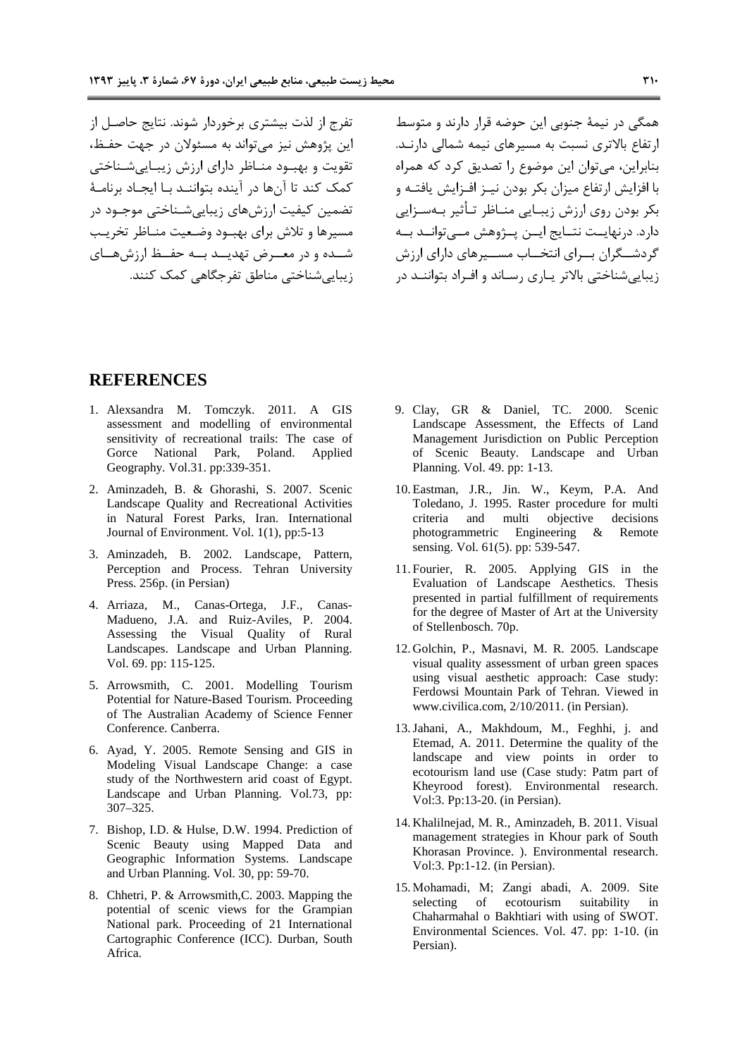همگی در نیمهٔ جنوبی این حوضه قرار دارند و متوسط ارتفاع بالاتری نسبت به مسیرهای نیمه شمالی دارنـد. بنابراین، می‌توان این موضوع را تصدیق کرد که همراه با افزایش ارتفاع میزان بکر بودن نیـز افـزایش یافتـه و بکر بودن روی ارزش زیبـایی منـاظر تـأثیر بـه‌سـزایی دارد. درنهایـت نتـایج ایـن پـژوهش مـی‌توانـد بـه گردشـگران بـرای انتخـاب مسـیرهای دارای ارزش زیبایی‌شناختی بالاتر یـاری رسـاند و افـراد بتواننـد در تفرج از لذت بیشتری برخوردار شوند. نتایج حاصـل از این پژوهش نیز می‌تواند به مسئولان در جهت حفـظ، تقویت و بهبـود منـاظر دارای ارزش زیبـایی‌شـناختی کمک کند تا آن‌ها در آینده بتواننـد بـا ایجـاد برنامـهٔ تضمین کیفیت ارزش‌های زیبایی‌شـناختی موجـود در مسیرها و تلاش برای بهبـود وضـعیت منـاظر تخریـب شـده و در معـرض تهدیـد بـه حفـظ ارزش‌هـای زیبایی‌شناختی مناطق تفرجگاهی کمک کنند.

## REFERENCES

1. Alexsandra M. Tomczyk. 2011. A GIS assessment and modelling of environmental sensitivity of recreational trails: The case of Gorce National Park, Poland. Applied Geography. Vol.31. pp:339-351.
2. Aminzadeh, B. & Ghorashi, S. 2007. Scenic Landscape Quality and Recreational Activities in Natural Forest Parks, Iran. International Journal of Environment. Vol. 1(1), pp:5-13
3. Aminzadeh, B. 2002. Landscape, Pattern, Perception and Process. Tehran University Press. 256p. (in Persian)
4. Arriaza, M., Canas-Ortega, J.F., Canas-Madueno, J.A. and Ruiz-Aviles, P. 2004. Assessing the Visual Quality of Rural Landscapes. Landscape and Urban Planning. Vol. 69. pp: 115-125.
5. Arrowsmith, C. 2001. Modelling Tourism Potential for Nature-Based Tourism. Proceeding of The Australian Academy of Science Fenner Conference. Canberra.
6. Ayad, Y. 2005. Remote Sensing and GIS in Modeling Visual Landscape Change: a case study of the Northwestern arid coast of Egypt. Landscape and Urban Planning. Vol.73, pp: 307–325.
7. Bishop, I.D. & Hulse, D.W. 1994. Prediction of Scenic Beauty using Mapped Data and Geographic Information Systems. Landscape and Urban Planning. Vol. 30, pp: 59-70.
8. Chhetri, P. & Arrowsmith,C. 2003. Mapping the potential of scenic views for the Grampian National park. Proceeding of 21 International Cartographic Conference (ICC). Durban, South Africa.
9. Clay, GR & Daniel, TC. 2000. Scenic Landscape Assessment, the Effects of Land Management Jurisdiction on Public Perception of Scenic Beauty. Landscape and Urban Planning. Vol. 49. pp: 1-13.
10. Eastman, J.R., Jin. W., Keym, P.A. And Toledano, J. 1995. Raster procedure for multi criteria and multi objective decisions photogrammetric Engineering & Remote sensing. Vol. 61(5). pp: 539-547.
11. Fourier, R. 2005. Applying GIS in the Evaluation of Landscape Aesthetics. Thesis presented in partial fulfillment of requirements for the degree of Master of Art at the University of Stellenbosch. 70p.
12. Golchin, P., Masnavi, M. R. 2005. Landscape visual quality assessment of urban green spaces using visual aesthetic approach: Case study: Ferdowsi Mountain Park of Tehran. Viewed in www.civilica.com, 2/10/2011. (in Persian).
13. Jahani, A., Makhdoum, M., Feghhi, j. and Etemad, A. 2011. Determine the quality of the landscape and view points in order to ecotourism land use (Case study: Patm part of Kheyrood forest). Environmental research. Vol:3. Pp:13-20. (in Persian).
14. Khalilnejad, M. R., Aminzadeh, B. 2011. Visual management strategies in Khour park of South Khorasan Province. ). Environmental research. Vol:3. Pp:1-12. (in Persian).
15. Mohamadi, M; Zangi abadi, A. 2009. Site selecting of ecotourism suitability in Chaharmahal o Bakhtiari with using of SWOT. Environmental Sciences. Vol. 47. pp: 1-10. (in Persian).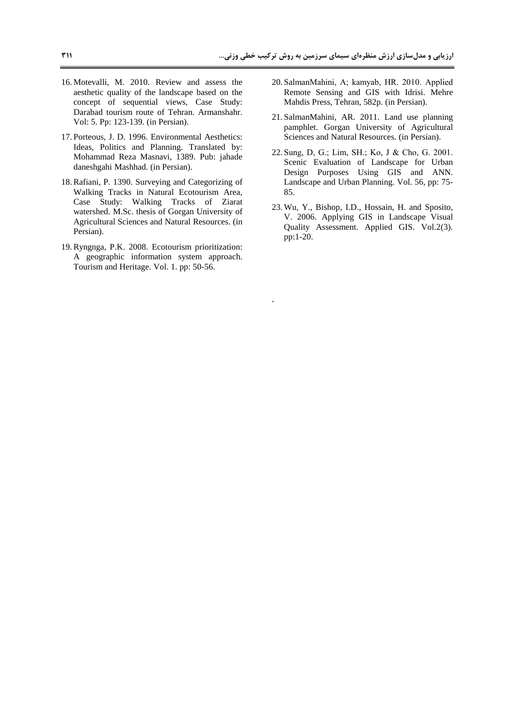16. Motevalli, M. 2010. Review and assess the aesthetic quality of the landscape based on the concept of sequential views, Case Study: Darabad tourism route of Tehran. Armanshahr. Vol: 5. Pp: 123-139. (in Persian).
17. Porteous, J. D. 1996. Environmental Aesthetics: Ideas, Politics and Planning. Translated by: Mohammad Reza Masnavi, 1389. Pub: jahade daneshgahi Mashhad. (in Persian).
18. Rafiani, P. 1390. Surveying and Categorizing of Walking Tracks in Natural Ecotourism Area, Case Study: Walking Tracks of Ziarat watershed. M.Sc. thesis of Gorgan University of Agricultural Sciences and Natural Resources. (in Persian).
19. Ryngnga, P.K. 2008. Ecotourism prioritization: A geographic information system approach. Tourism and Heritage. Vol. 1. pp: 50-56.
20. SalmanMahini, A; kamyab, HR. 2010. Applied Remote Sensing and GIS with Idrisi. Mehre Mahdis Press, Tehran, 582p. (in Persian).
21. SalmanMahini, AR. 2011. Land use planning pamphlet. Gorgan University of Agricultural Sciences and Natural Resources. (in Persian).
22. Sung, D, G.; Lim, SH.; Ko, J & Cho, G. 2001. Scenic Evaluation of Landscape for Urban Design Purposes Using GIS and ANN. Landscape and Urban Planning. Vol. 56, pp: 75-85.
23. Wu, Y., Bishop, I.D., Hossain, H. and Sposito, V. 2006. Applying GIS in Landscape Visual Quality Assessment. Applied GIS. Vol.2(3). pp:1-20.